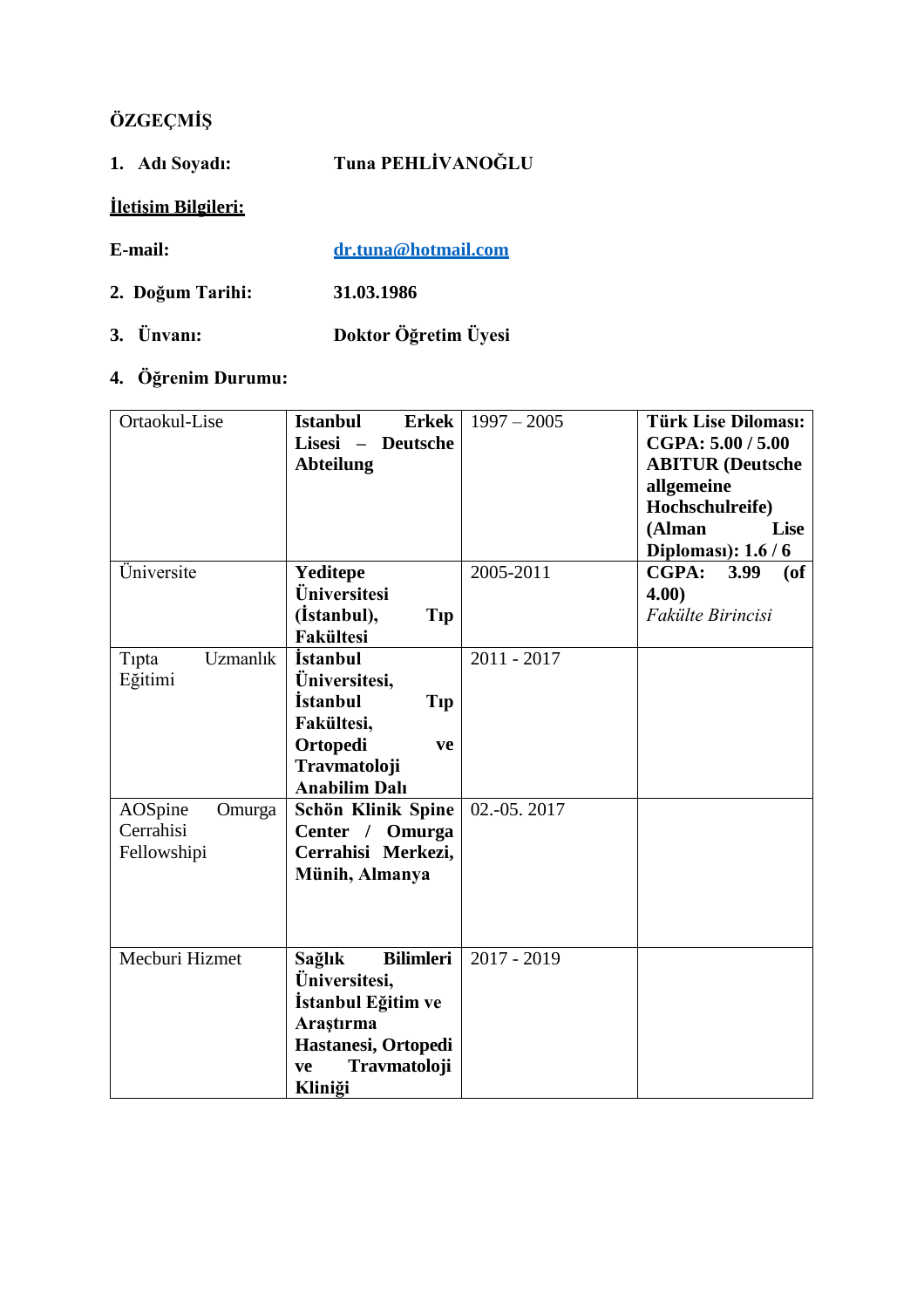# ÖZGEÇMİŞ

1. **Adı Soyadı:** **Tuna PEHLİVANOĞLU**

**İletişim Bilgileri:**

**E-mail:** **dr.tuna@hotmail.com**

2. **Doğum Tarihi:** **31.03.1986**

3. **Ünvanı:** **Doktor Öğretim Üyesi**

4. **Öğrenim Durumu:**

| | | | |
|---|---|---|---|
| Ortaokul-Lise | **Istanbul Erkek Lisesi – Deutsche Abteilung** | 1997 – 2005 | **Türk Lise Diloması: CGPA: 5.00 / 5.00 ABITUR (Deutsche allgemeine Hochschulreife) (Alman Lise Diploması): 1.6 / 6** |
| Üniversite | **Yeditepe Üniversitesi (İstanbul), Tıp Fakültesi** | 2005-2011 | **CGPA: 3.99 (of 4.00)** *Fakülte Birincisi* |
| Tıpta Uzmanlık Eğitimi | **İstanbul Üniversitesi, İstanbul Tıp Fakültesi, Ortopedi ve Travmatoloji Anabilim Dalı** | 2011 - 2017 | |
| AOSpine Omurga Cerrahisi Fellowshipi | **Schön Klinik Spine Center / Omurga Cerrahisi Merkezi, Münih, Almanya** | 02.-05. 2017 | |
| Mecburi Hizmet | **Sağlık Bilimleri Üniversitesi, İstanbul Eğitim ve Araştırma Hastanesi, Ortopedi ve Travmatoloji Kliniği** | 2017 - 2019 | |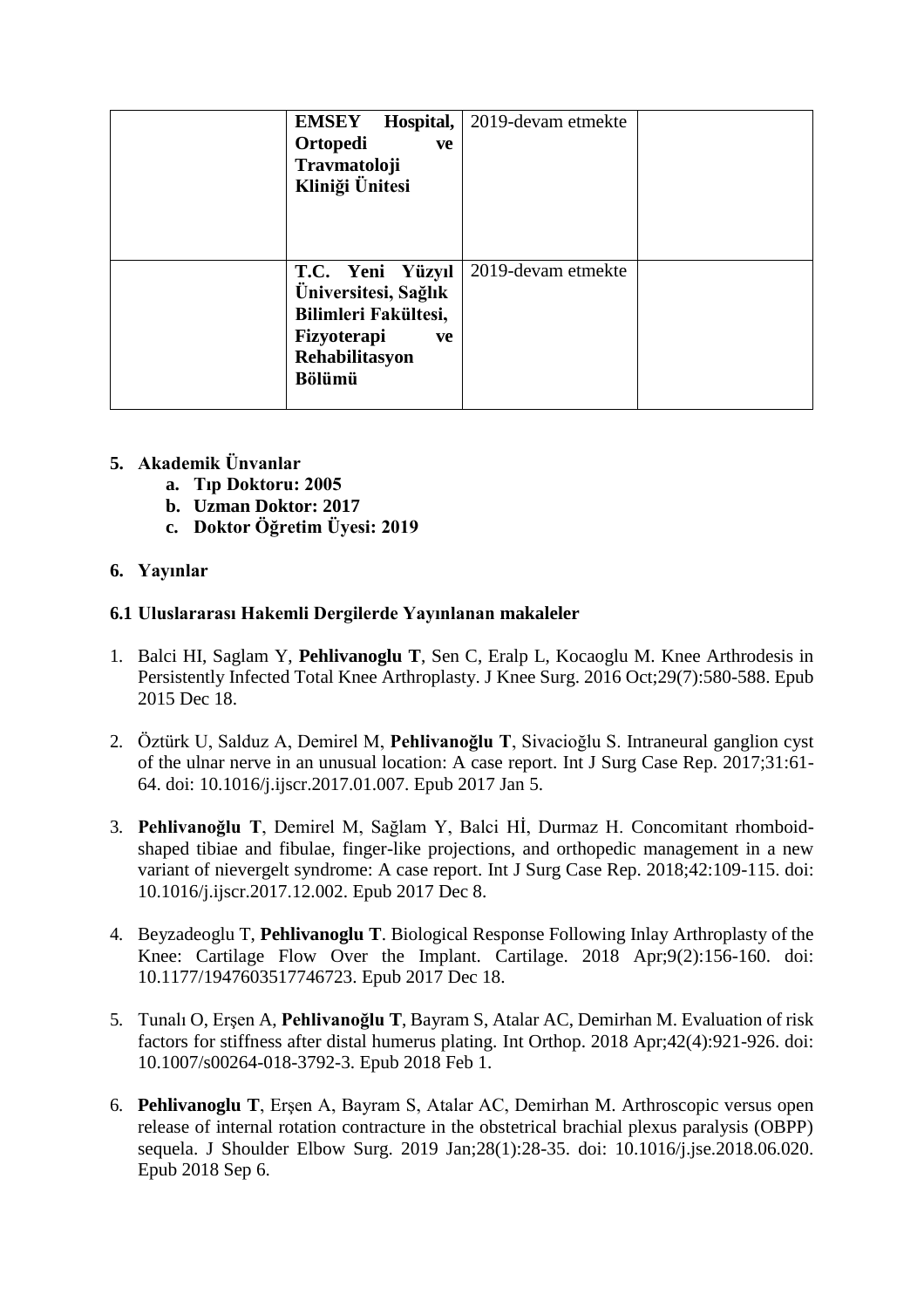|  | **EMSEY Hospital, Ortopedi ve Travmatoloji Kliniği Ünitesi** | 2019-devam etmekte |  |
|---|---|---|---|
|  | **T.C. Yeni Yüzyıl Üniversitesi, Sağlık Bilimleri Fakültesi, Fizyoterapi ve Rehabilitasyon Bölümü** | 2019-devam etmekte |  |

**5. Akademik Ünvanlar**

   **a. Tıp Doktoru: 2005**
   **b. Uzman Doktor: 2017**
   **c. Doktor Öğretim Üyesi: 2019**

**6. Yayınlar**

**6.1 Uluslararası Hakemli Dergilerde Yayınlanan makaleler**

1. Balci HI, Saglam Y, **Pehlivanoglu T**, Sen C, Eralp L, Kocaoglu M. Knee Arthrodesis in Persistently Infected Total Knee Arthroplasty. J Knee Surg. 2016 Oct;29(7):580-588. Epub 2015 Dec 18.

2. Öztürk U, Salduz A, Demirel M, **Pehlivanoğlu T**, Sivacioğlu S. Intraneural ganglion cyst of the ulnar nerve in an unusual location: A case report. Int J Surg Case Rep. 2017;31:61-64. doi: 10.1016/j.ijscr.2017.01.007. Epub 2017 Jan 5.

3. **Pehlivanoğlu T**, Demirel M, Sağlam Y, Balci Hİ, Durmaz H. Concomitant rhomboid-shaped tibiae and fibulae, finger-like projections, and orthopedic management in a new variant of nievergelt syndrome: A case report. Int J Surg Case Rep. 2018;42:109-115. doi: 10.1016/j.ijscr.2017.12.002. Epub 2017 Dec 8.

4. Beyzadeoglu T, **Pehlivanoglu T**. Biological Response Following Inlay Arthroplasty of the Knee: Cartilage Flow Over the Implant. Cartilage. 2018 Apr;9(2):156-160. doi: 10.1177/1947603517746723. Epub 2017 Dec 18.

5. Tunalı O, Erşen A, **Pehlivanoğlu T**, Bayram S, Atalar AC, Demirhan M. Evaluation of risk factors for stiffness after distal humerus plating. Int Orthop. 2018 Apr;42(4):921-926. doi: 10.1007/s00264-018-3792-3. Epub 2018 Feb 1.

6. **Pehlivanoglu T**, Erşen A, Bayram S, Atalar AC, Demirhan M. Arthroscopic versus open release of internal rotation contracture in the obstetrical brachial plexus paralysis (OBPP) sequela. J Shoulder Elbow Surg. 2019 Jan;28(1):28-35. doi: 10.1016/j.jse.2018.06.020. Epub 2018 Sep 6.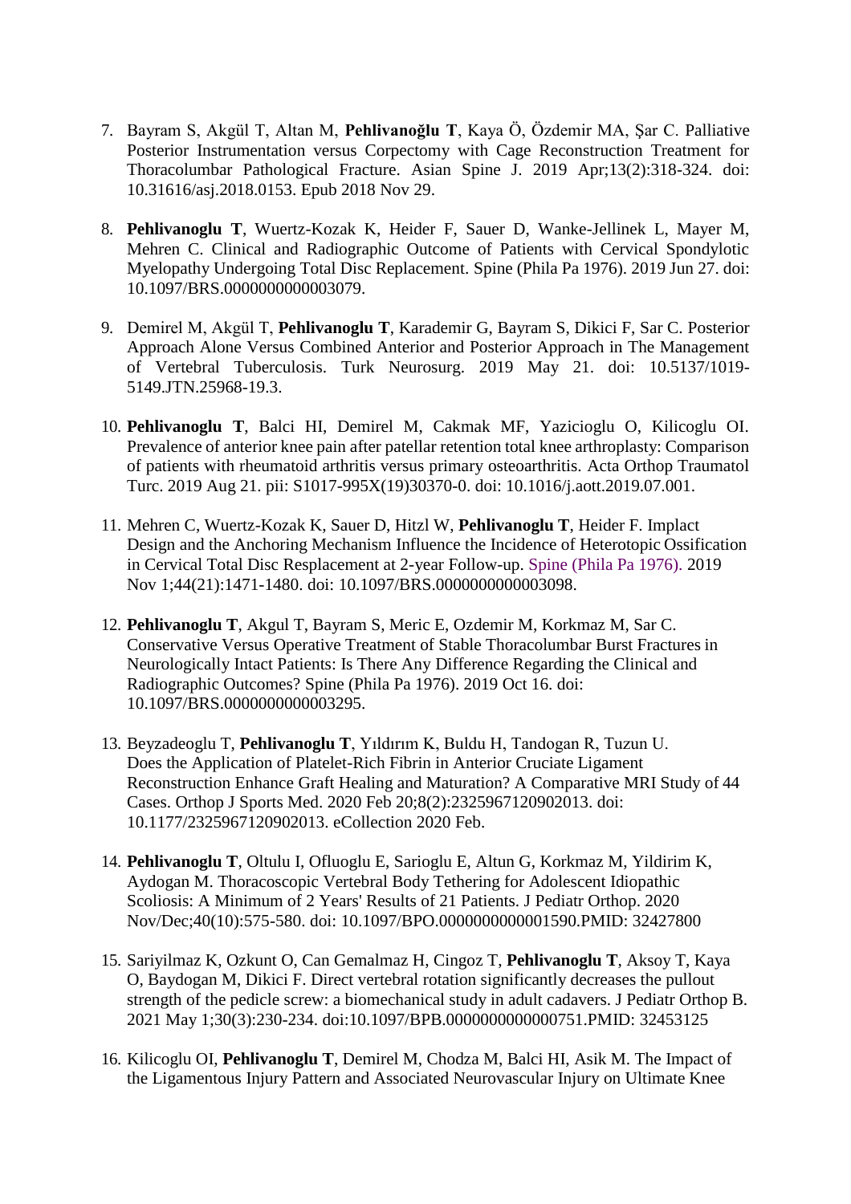7. Bayram S, Akgül T, Altan M, **Pehlivanoğlu T**, Kaya Ö, Özdemir MA, Şar C. Palliative Posterior Instrumentation versus Corpectomy with Cage Reconstruction Treatment for Thoracolumbar Pathological Fracture. Asian Spine J. 2019 Apr;13(2):318-324. doi: 10.31616/asj.2018.0153. Epub 2018 Nov 29.

8. **Pehlivanoglu T**, Wuertz-Kozak K, Heider F, Sauer D, Wanke-Jellinek L, Mayer M, Mehren C. Clinical and Radiographic Outcome of Patients with Cervical Spondylotic Myelopathy Undergoing Total Disc Replacement. Spine (Phila Pa 1976). 2019 Jun 27. doi: 10.1097/BRS.0000000000003079.

9. Demirel M, Akgül T, **Pehlivanoglu T**, Karademir G, Bayram S, Dikici F, Sar C. Posterior Approach Alone Versus Combined Anterior and Posterior Approach in The Management of Vertebral Tuberculosis. Turk Neurosurg. 2019 May 21. doi: 10.5137/1019-5149.JTN.25968-19.3.

10. **Pehlivanoglu T**, Balci HI, Demirel M, Cakmak MF, Yazicioglu O, Kilicoglu OI. Prevalence of anterior knee pain after patellar retention total knee arthroplasty: Comparison of patients with rheumatoid arthritis versus primary osteoarthritis. Acta Orthop Traumatol Turc. 2019 Aug 21. pii: S1017-995X(19)30370-0. doi: 10.1016/j.aott.2019.07.001.

11. Mehren C, Wuertz-Kozak K, Sauer D, Hitzl W, **Pehlivanoglu T**, Heider F. Implact Design and the Anchoring Mechanism Influence the Incidence of Heterotopic Ossification in Cervical Total Disc Resplacement at 2-year Follow-up. Spine (Phila Pa 1976). 2019 Nov 1;44(21):1471-1480. doi: 10.1097/BRS.0000000000003098.

12. **Pehlivanoglu T**, Akgul T, Bayram S, Meric E, Ozdemir M, Korkmaz M, Sar C. Conservative Versus Operative Treatment of Stable Thoracolumbar Burst Fractures in Neurologically Intact Patients: Is There Any Difference Regarding the Clinical and Radiographic Outcomes? Spine (Phila Pa 1976). 2019 Oct 16. doi: 10.1097/BRS.0000000000003295.

13. Beyzadeoglu T, **Pehlivanoglu T**, Yıldırım K, Buldu H, Tandogan R, Tuzun U. Does the Application of Platelet-Rich Fibrin in Anterior Cruciate Ligament Reconstruction Enhance Graft Healing and Maturation? A Comparative MRI Study of 44 Cases. Orthop J Sports Med. 2020 Feb 20;8(2):2325967120902013. doi: 10.1177/2325967120902013. eCollection 2020 Feb.

14. **Pehlivanoglu T**, Oltulu I, Ofluoglu E, Sarioglu E, Altun G, Korkmaz M, Yildirim K, Aydogan M. Thoracoscopic Vertebral Body Tethering for Adolescent Idiopathic Scoliosis: A Minimum of 2 Years' Results of 21 Patients. J Pediatr Orthop. 2020 Nov/Dec;40(10):575-580. doi: 10.1097/BPO.0000000000001590.PMID: 32427800

15. Sariyilmaz K, Ozkunt O, Can Gemalmaz H, Cingoz T, **Pehlivanoglu T**, Aksoy T, Kaya O, Baydogan M, Dikici F. Direct vertebral rotation significantly decreases the pullout strength of the pedicle screw: a biomechanical study in adult cadavers. J Pediatr Orthop B. 2021 May 1;30(3):230-234. doi:10.1097/BPB.0000000000000751.PMID: 32453125

16. Kilicoglu OI, **Pehlivanoglu T**, Demirel M, Chodza M, Balci HI, Asik M. The Impact of the Ligamentous Injury Pattern and Associated Neurovascular Injury on Ultimate Knee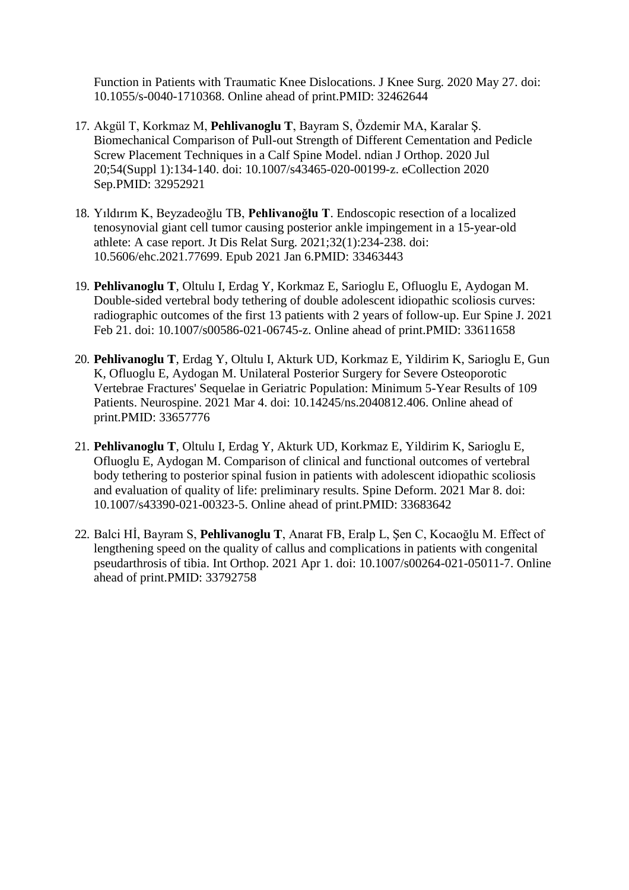Function in Patients with Traumatic Knee Dislocations. J Knee Surg. 2020 May 27. doi: 10.1055/s-0040-1710368. Online ahead of print.PMID: 32462644

17. Akgül T, Korkmaz M, **Pehlivanoglu T**, Bayram S, Özdemir MA, Karalar Ş. Biomechanical Comparison of Pull-out Strength of Different Cementation and Pedicle Screw Placement Techniques in a Calf Spine Model. ndian J Orthop. 2020 Jul 20;54(Suppl 1):134-140. doi: 10.1007/s43465-020-00199-z. eCollection 2020 Sep.PMID: 32952921

18. Yıldırım K, Beyzadeoğlu TB, **Pehlivanoğlu T**. Endoscopic resection of a localized tenosynovial giant cell tumor causing posterior ankle impingement in a 15-year-old athlete: A case report. Jt Dis Relat Surg. 2021;32(1):234-238. doi: 10.5606/ehc.2021.77699. Epub 2021 Jan 6.PMID: 33463443

19. **Pehlivanoglu T**, Oltulu I, Erdag Y, Korkmaz E, Sarioglu E, Ofluoglu E, Aydogan M. Double-sided vertebral body tethering of double adolescent idiopathic scoliosis curves: radiographic outcomes of the first 13 patients with 2 years of follow-up. Eur Spine J. 2021 Feb 21. doi: 10.1007/s00586-021-06745-z. Online ahead of print.PMID: 33611658

20. **Pehlivanoglu T**, Erdag Y, Oltulu I, Akturk UD, Korkmaz E, Yildirim K, Sarioglu E, Gun K, Ofluoglu E, Aydogan M. Unilateral Posterior Surgery for Severe Osteoporotic Vertebrae Fractures' Sequelae in Geriatric Population: Minimum 5-Year Results of 109 Patients. Neurospine. 2021 Mar 4. doi: 10.14245/ns.2040812.406. Online ahead of print.PMID: 33657776

21. **Pehlivanoglu T**, Oltulu I, Erdag Y, Akturk UD, Korkmaz E, Yildirim K, Sarioglu E, Ofluoglu E, Aydogan M. Comparison of clinical and functional outcomes of vertebral body tethering to posterior spinal fusion in patients with adolescent idiopathic scoliosis and evaluation of quality of life: preliminary results. Spine Deform. 2021 Mar 8. doi: 10.1007/s43390-021-00323-5. Online ahead of print.PMID: 33683642

22. Balci Hİ, Bayram S, **Pehlivanoglu T**, Anarat FB, Eralp L, Şen C, Kocaoğlu M. Effect of lengthening speed on the quality of callus and complications in patients with congenital pseudarthrosis of tibia. Int Orthop. 2021 Apr 1. doi: 10.1007/s00264-021-05011-7. Online ahead of print.PMID: 33792758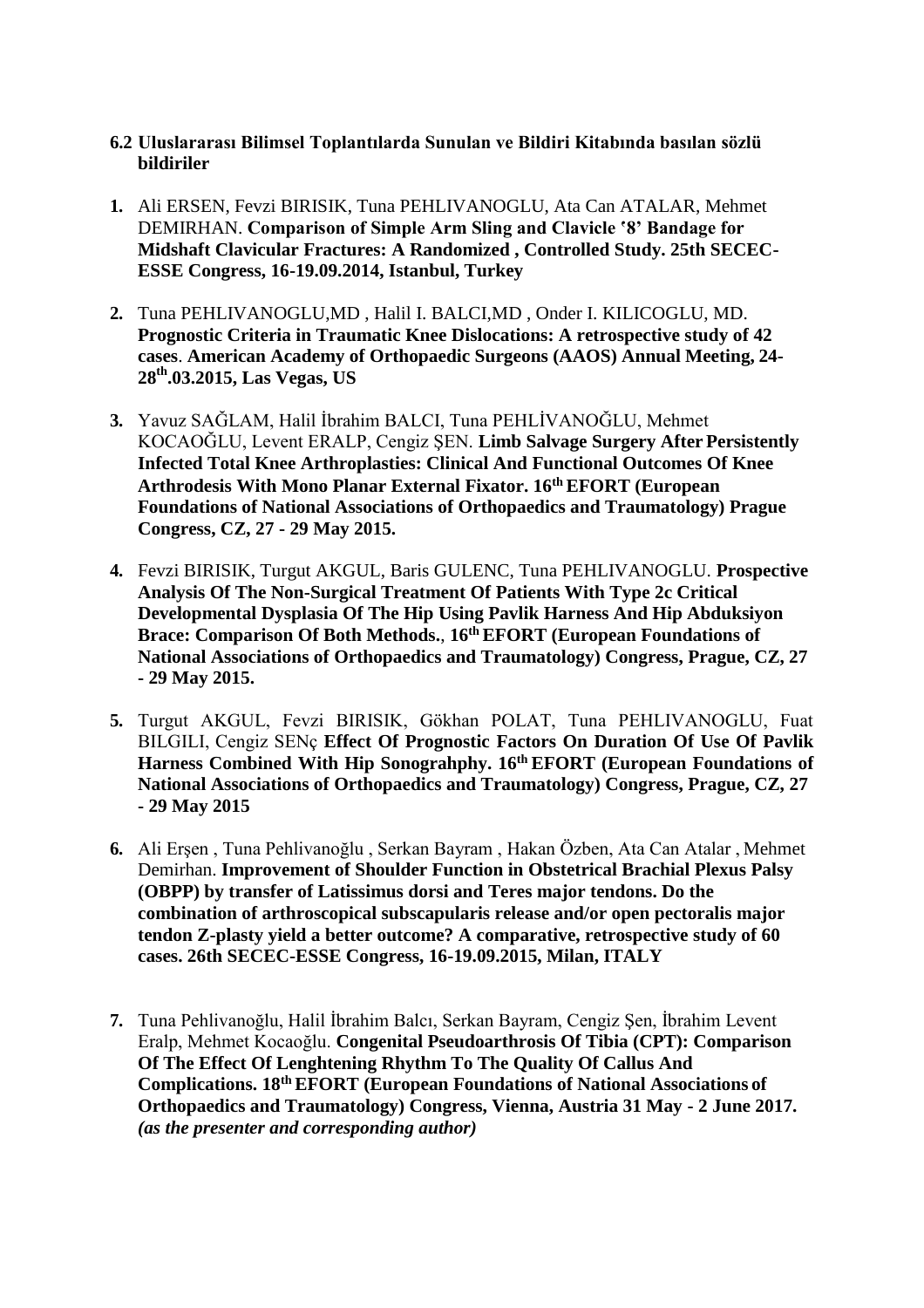**6.2 Uluslararası Bilimsel Toplantılarda Sunulan ve Bildiri Kitabında basılan sözlü bildiriler**

1. Ali ERSEN, Fevzi BIRISIK, Tuna PEHLIVANOGLU, Ata Can ATALAR, Mehmet DEMIRHAN. **Comparison of Simple Arm Sling and Clavicle '8' Bandage for Midshaft Clavicular Fractures: A Randomized , Controlled Study. 25th SECEC-ESSE Congress, 16-19.09.2014, Istanbul, Turkey**

2. Tuna PEHLIVANOGLU,MD , Halil I. BALCI,MD , Onder I. KILICOGLU, MD. **Prognostic Criteria in Traumatic Knee Dislocations: A retrospective study of 42 cases**. **American Academy of Orthopaedic Surgeons (AAOS) Annual Meeting, 24-28th.03.2015, Las Vegas, US**

3. Yavuz SAĞLAM, Halil İbrahim BALCI, Tuna PEHLİVANOĞLU, Mehmet KOCAOĞLU, Levent ERALP, Cengiz ŞEN. **Limb Salvage Surgery After Persistently Infected Total Knee Arthroplasties: Clinical And Functional Outcomes Of Knee Arthrodesis With Mono Planar External Fixator. 16th EFORT (European Foundations of National Associations of Orthopaedics and Traumatology) Prague Congress, CZ, 27 - 29 May 2015.**

4. Fevzi BIRISIK, Turgut AKGUL, Baris GULENC, Tuna PEHLIVANOGLU. **Prospective Analysis Of The Non-Surgical Treatment Of Patients With Type 2c Critical Developmental Dysplasia Of The Hip Using Pavlik Harness And Hip Abduksiyon Brace: Comparison Of Both Methods.**, **16th EFORT (European Foundations of National Associations of Orthopaedics and Traumatology) Congress, Prague, CZ, 27 - 29 May 2015.**

5. Turgut AKGUL, Fevzi BIRISIK, Gökhan POLAT, Tuna PEHLIVANOGLU, Fuat BILGILI, Cengiz SENç **Effect Of Prognostic Factors On Duration Of Use Of Pavlik Harness Combined With Hip Sonograhphy. 16th EFORT (European Foundations of National Associations of Orthopaedics and Traumatology) Congress, Prague, CZ, 27 - 29 May 2015**

6. Ali Erşen , Tuna Pehlivanoğlu , Serkan Bayram , Hakan Özben, Ata Can Atalar , Mehmet Demirhan. **Improvement of Shoulder Function in Obstetrical Brachial Plexus Palsy (OBPP) by transfer of Latissimus dorsi and Teres major tendons. Do the combination of arthroscopical subscapularis release and/or open pectoralis major tendon Z-plasty yield a better outcome? A comparative, retrospective study of 60 cases. 26th SECEC-ESSE Congress, 16-19.09.2015, Milan, ITALY**

7. Tuna Pehlivanoğlu, Halil İbrahim Balcı, Serkan Bayram, Cengiz Şen, İbrahim Levent Eralp, Mehmet Kocaoğlu. **Congenital Pseudoarthrosis Of Tibia (CPT): Comparison Of The Effect Of Lenghtening Rhythm To The Quality Of Callus And Complications. 18th EFORT (European Foundations of National Associations of Orthopaedics and Traumatology) Congress, Vienna, Austria 31 May - 2 June 2017.** ***(as the presenter and corresponding author)***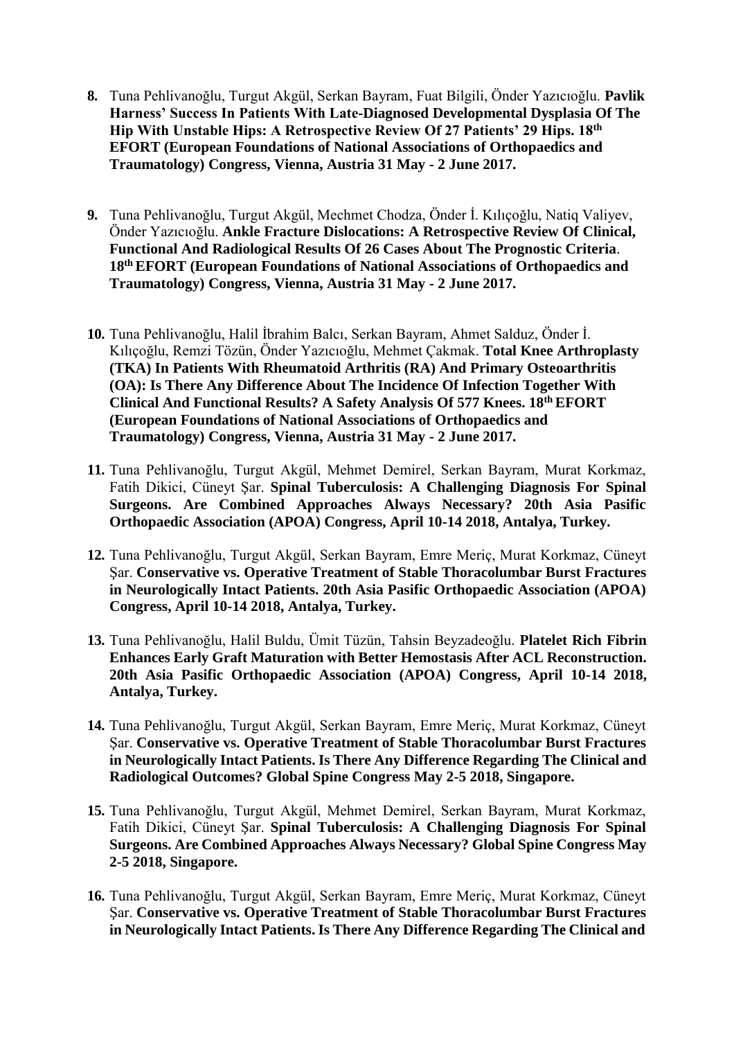8. Tuna Pehlivanoğlu, Turgut Akgül, Serkan Bayram, Fuat Bilgili, Önder Yazıcıoğlu. **Pavlik Harness' Success In Patients With Late-Diagnosed Developmental Dysplasia Of The Hip With Unstable Hips: A Retrospective Review Of 27 Patients' 29 Hips. 18th EFORT (European Foundations of National Associations of Orthopaedics and Traumatology) Congress, Vienna, Austria 31 May - 2 June 2017.**

9. Tuna Pehlivanoğlu, Turgut Akgül, Mechmet Chodza, Önder İ. Kılıçoğlu, Natiq Valiyev, Önder Yazıcıoğlu. **Ankle Fracture Dislocations: A Retrospective Review Of Clinical, Functional And Radiological Results Of 26 Cases About The Prognostic Criteria**. **18th EFORT (European Foundations of National Associations of Orthopaedics and Traumatology) Congress, Vienna, Austria 31 May - 2 June 2017.**

10. Tuna Pehlivanoğlu, Halil İbrahim Balcı, Serkan Bayram, Ahmet Salduz, Önder İ. Kılıçoğlu, Remzi Tözün, Önder Yazıcıoğlu, Mehmet Çakmak. **Total Knee Arthroplasty (TKA) In Patients With Rheumatoid Arthritis (RA) And Primary Osteoarthritis (OA): Is There Any Difference About The Incidence Of Infection Together With Clinical And Functional Results? A Safety Analysis Of 577 Knees. 18th EFORT (European Foundations of National Associations of Orthopaedics and Traumatology) Congress, Vienna, Austria 31 May - 2 June 2017.**

11. Tuna Pehlivanoğlu, Turgut Akgül, Mehmet Demirel, Serkan Bayram, Murat Korkmaz, Fatih Dikici, Cüneyt Şar. **Spinal Tuberculosis: A Challenging Diagnosis For Spinal Surgeons. Are Combined Approaches Always Necessary? 20th Asia Pasific Orthopaedic Association (APOA) Congress, April 10-14 2018, Antalya, Turkey.**

12. Tuna Pehlivanoğlu, Turgut Akgül, Serkan Bayram, Emre Meriç, Murat Korkmaz, Cüneyt Şar. **Conservative vs. Operative Treatment of Stable Thoracolumbar Burst Fractures in Neurologically Intact Patients. 20th Asia Pasific Orthopaedic Association (APOA) Congress, April 10-14 2018, Antalya, Turkey.**

13. Tuna Pehlivanoğlu, Halil Buldu, Ümit Tüzün, Tahsin Beyzadeoğlu. **Platelet Rich Fibrin Enhances Early Graft Maturation with Better Hemostasis After ACL Reconstruction. 20th Asia Pasific Orthopaedic Association (APOA) Congress, April 10-14 2018, Antalya, Turkey.**

14. Tuna Pehlivanoğlu, Turgut Akgül, Serkan Bayram, Emre Meriç, Murat Korkmaz, Cüneyt Şar. **Conservative vs. Operative Treatment of Stable Thoracolumbar Burst Fractures in Neurologically Intact Patients. Is There Any Difference Regarding The Clinical and Radiological Outcomes? Global Spine Congress May 2-5 2018, Singapore.**

15. Tuna Pehlivanoğlu, Turgut Akgül, Mehmet Demirel, Serkan Bayram, Murat Korkmaz, Fatih Dikici, Cüneyt Şar. **Spinal Tuberculosis: A Challenging Diagnosis For Spinal Surgeons. Are Combined Approaches Always Necessary? Global Spine Congress May 2-5 2018, Singapore.**

16. Tuna Pehlivanoğlu, Turgut Akgül, Serkan Bayram, Emre Meriç, Murat Korkmaz, Cüneyt Şar. **Conservative vs. Operative Treatment of Stable Thoracolumbar Burst Fractures in Neurologically Intact Patients. Is There Any Difference Regarding The Clinical and**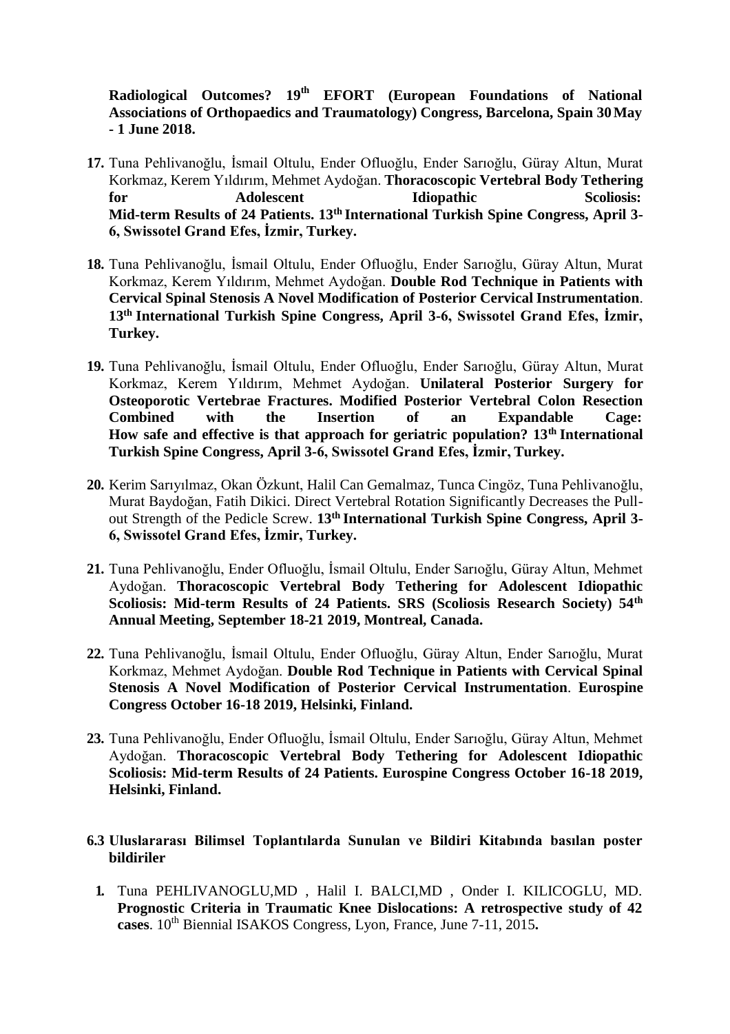**Radiological Outcomes? 19th EFORT (European Foundations of National Associations of Orthopaedics and Traumatology) Congress, Barcelona, Spain 30 May - 1 June 2018.**

17. Tuna Pehlivanoğlu, İsmail Oltulu, Ender Ofluoğlu, Ender Sarıoğlu, Güray Altun, Murat Korkmaz, Kerem Yıldırım, Mehmet Aydoğan. **Thoracoscopic Vertebral Body Tethering for Adolescent Idiopathic Scoliosis: Mid-term Results of 24 Patients. 13th International Turkish Spine Congress, April 3-6, Swissotel Grand Efes, İzmir, Turkey.**

18. Tuna Pehlivanoğlu, İsmail Oltulu, Ender Ofluoğlu, Ender Sarıoğlu, Güray Altun, Murat Korkmaz, Kerem Yıldırım, Mehmet Aydoğan. **Double Rod Technique in Patients with Cervical Spinal Stenosis A Novel Modification of Posterior Cervical Instrumentation**. **13th International Turkish Spine Congress, April 3-6, Swissotel Grand Efes, İzmir, Turkey.**

19. Tuna Pehlivanoğlu, İsmail Oltulu, Ender Ofluoğlu, Ender Sarıoğlu, Güray Altun, Murat Korkmaz, Kerem Yıldırım, Mehmet Aydoğan. **Unilateral Posterior Surgery for Osteoporotic Vertebrae Fractures. Modified Posterior Vertebral Colon Resection Combined with the Insertion of an Expandable Cage: How safe and effective is that approach for geriatric population? 13th International Turkish Spine Congress, April 3-6, Swissotel Grand Efes, İzmir, Turkey.**

20. Kerim Sarıyılmaz, Okan Özkunt, Halil Can Gemalmaz, Tunca Cingöz, Tuna Pehlivanoğlu, Murat Baydoğan, Fatih Dikici. Direct Vertebral Rotation Significantly Decreases the Pull-out Strength of the Pedicle Screw. **13th International Turkish Spine Congress, April 3-6, Swissotel Grand Efes, İzmir, Turkey.**

21. Tuna Pehlivanoğlu, Ender Ofluoğlu, İsmail Oltulu, Ender Sarıoğlu, Güray Altun, Mehmet Aydoğan. **Thoracoscopic Vertebral Body Tethering for Adolescent Idiopathic Scoliosis: Mid-term Results of 24 Patients. SRS (Scoliosis Research Society) 54th Annual Meeting, September 18-21 2019, Montreal, Canada.**

22. Tuna Pehlivanoğlu, İsmail Oltulu, Ender Ofluoğlu, Güray Altun, Ender Sarıoğlu, Murat Korkmaz, Mehmet Aydoğan. **Double Rod Technique in Patients with Cervical Spinal Stenosis A Novel Modification of Posterior Cervical Instrumentation**. **Eurospine Congress October 16-18 2019, Helsinki, Finland.**

23. Tuna Pehlivanoğlu, Ender Ofluoğlu, İsmail Oltulu, Ender Sarıoğlu, Güray Altun, Mehmet Aydoğan. **Thoracoscopic Vertebral Body Tethering for Adolescent Idiopathic Scoliosis: Mid-term Results of 24 Patients. Eurospine Congress October 16-18 2019, Helsinki, Finland.**

### 6.3 Uluslararası Bilimsel Toplantılarda Sunulan ve Bildiri Kitabında basılan poster bildiriler

1. Tuna PEHLIVANOGLU,MD , Halil I. BALCI,MD , Onder I. KILICOGLU, MD. **Prognostic Criteria in Traumatic Knee Dislocations: A retrospective study of 42 cases**. 10th Biennial ISAKOS Congress, Lyon, France, June 7-11, 2015**.**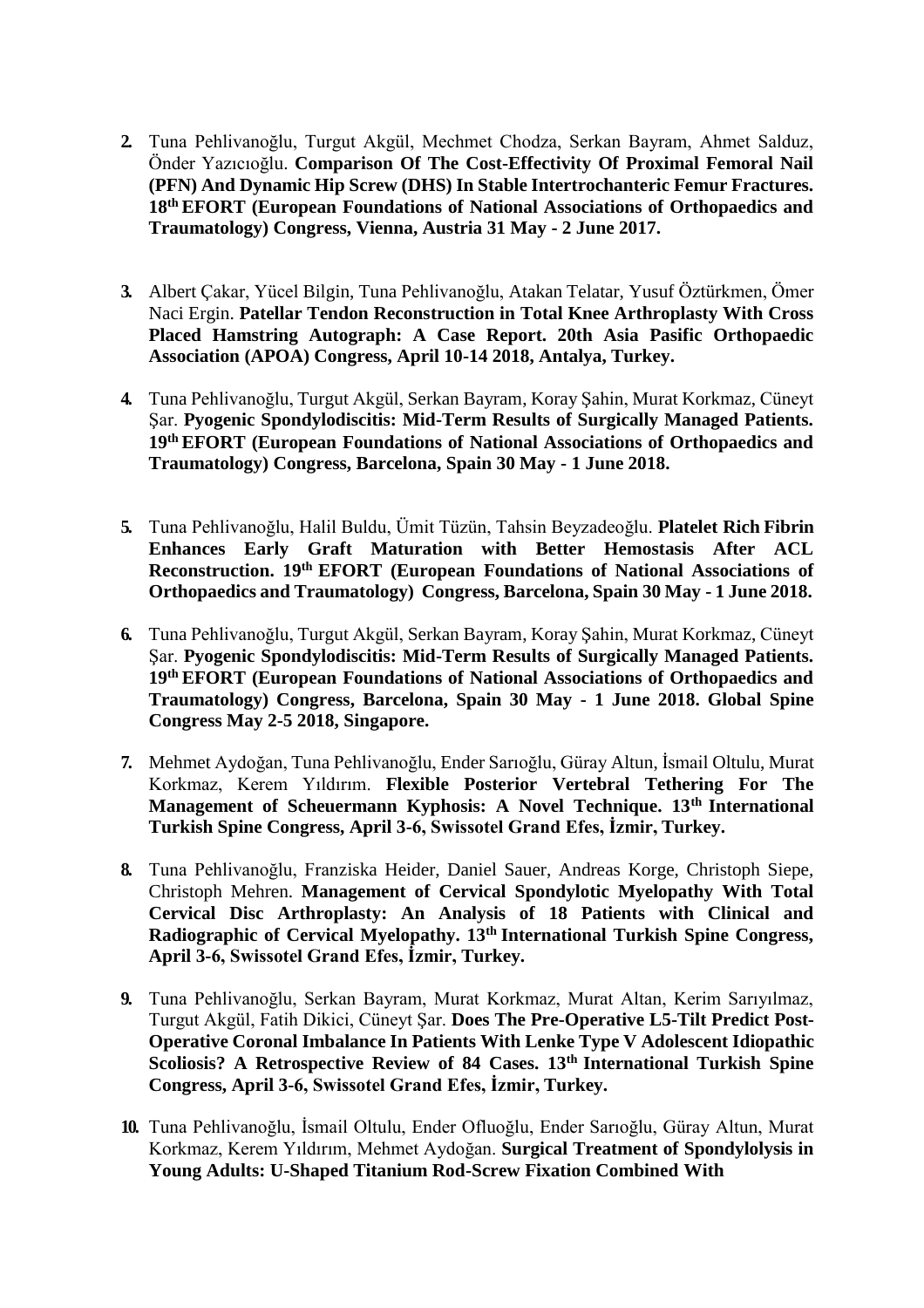2. Tuna Pehlivanoğlu, Turgut Akgül, Mechmet Chodza, Serkan Bayram, Ahmet Salduz, Önder Yazıcıoğlu. **Comparison Of The Cost-Effectivity Of Proximal Femoral Nail (PFN) And Dynamic Hip Screw (DHS) In Stable Intertrochanteric Femur Fractures. 18th EFORT (European Foundations of National Associations of Orthopaedics and Traumatology) Congress, Vienna, Austria 31 May - 2 June 2017.**

3. Albert Çakar, Yücel Bilgin, Tuna Pehlivanoğlu, Atakan Telatar, Yusuf Öztürkmen, Ömer Naci Ergin. **Patellar Tendon Reconstruction in Total Knee Arthroplasty With Cross Placed Hamstring Autograph: A Case Report. 20th Asia Pasific Orthopaedic Association (APOA) Congress, April 10-14 2018, Antalya, Turkey.**

4. Tuna Pehlivanoğlu, Turgut Akgül, Serkan Bayram, Koray Şahin, Murat Korkmaz, Cüneyt Şar. **Pyogenic Spondylodiscitis: Mid-Term Results of Surgically Managed Patients. 19th EFORT (European Foundations of National Associations of Orthopaedics and Traumatology) Congress, Barcelona, Spain 30 May - 1 June 2018.**

5. Tuna Pehlivanoğlu, Halil Buldu, Ümit Tüzün, Tahsin Beyzadeoğlu. **Platelet Rich Fibrin Enhances Early Graft Maturation with Better Hemostasis After ACL Reconstruction. 19th EFORT (European Foundations of National Associations of Orthopaedics and Traumatology) Congress, Barcelona, Spain 30 May - 1 June 2018.**

6. Tuna Pehlivanoğlu, Turgut Akgül, Serkan Bayram, Koray Şahin, Murat Korkmaz, Cüneyt Şar. **Pyogenic Spondylodiscitis: Mid-Term Results of Surgically Managed Patients. 19th EFORT (European Foundations of National Associations of Orthopaedics and Traumatology) Congress, Barcelona, Spain 30 May - 1 June 2018. Global Spine Congress May 2-5 2018, Singapore.**

7. Mehmet Aydoğan, Tuna Pehlivanoğlu, Ender Sarıoğlu, Güray Altun, İsmail Oltulu, Murat Korkmaz, Kerem Yıldırım. **Flexible Posterior Vertebral Tethering For The Management of Scheuermann Kyphosis: A Novel Technique. 13th International Turkish Spine Congress, April 3-6, Swissotel Grand Efes, İzmir, Turkey.**

8. Tuna Pehlivanoğlu, Franziska Heider, Daniel Sauer, Andreas Korge, Christoph Siepe, Christoph Mehren. **Management of Cervical Spondylotic Myelopathy With Total Cervical Disc Arthroplasty: An Analysis of 18 Patients with Clinical and Radiographic of Cervical Myelopathy. 13th International Turkish Spine Congress, April 3-6, Swissotel Grand Efes, İzmir, Turkey.**

9. Tuna Pehlivanoğlu, Serkan Bayram, Murat Korkmaz, Murat Altan, Kerim Sarıyılmaz, Turgut Akgül, Fatih Dikici, Cüneyt Şar. **Does The Pre-Operative L5-Tilt Predict Post-Operative Coronal Imbalance In Patients With Lenke Type V Adolescent Idiopathic Scoliosis? A Retrospective Review of 84 Cases. 13th International Turkish Spine Congress, April 3-6, Swissotel Grand Efes, İzmir, Turkey.**

10. Tuna Pehlivanoğlu, İsmail Oltulu, Ender Ofluoğlu, Ender Sarıoğlu, Güray Altun, Murat Korkmaz, Kerem Yıldırım, Mehmet Aydoğan. **Surgical Treatment of Spondylolysis in Young Adults: U-Shaped Titanium Rod-Screw Fixation Combined With**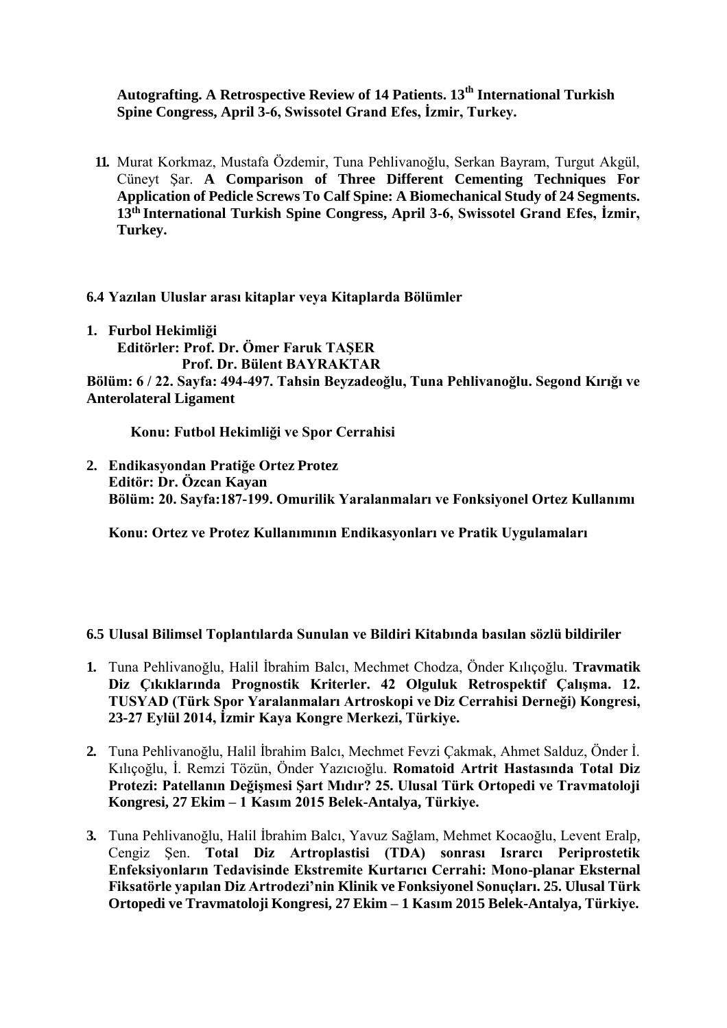**Autografting. A Retrospective Review of 14 Patients. 13th International Turkish Spine Congress, April 3-6, Swissotel Grand Efes, İzmir, Turkey.**

11. Murat Korkmaz, Mustafa Özdemir, Tuna Pehlivanoğlu, Serkan Bayram, Turgut Akgül, Cüneyt Şar. **A Comparison of Three Different Cementing Techniques For Application of Pedicle Screws To Calf Spine: A Biomechanical Study of 24 Segments. 13th International Turkish Spine Congress, April 3-6, Swissotel Grand Efes, İzmir, Turkey.**

### 6.4 Yazılan Uluslar arası kitaplar veya Kitaplarda Bölümler

1. **Furbol Hekimliği**
   **Editörler: Prof. Dr. Ömer Faruk TAŞER**
   **Prof. Dr. Bülent BAYRAKTAR**

**Bölüm: 6 / 22. Sayfa: 494-497. Tahsin Beyzadeoğlu, Tuna Pehlivanoğlu. Segond Kırığı ve Anterolateral Ligament**

**Konu: Futbol Hekimliği ve Spor Cerrahisi**

2. **Endikasyondan Pratiğe Ortez Protez**
   **Editör: Dr. Özcan Kayan**
   **Bölüm: 20. Sayfa:187-199. Omurilik Yaralanmaları ve Fonksiyonel Ortez Kullanımı**

   **Konu: Ortez ve Protez Kullanımının Endikasyonları ve Pratik Uygulamaları**

### 6.5 Ulusal Bilimsel Toplantılarda Sunulan ve Bildiri Kitabında basılan sözlü bildiriler

1. Tuna Pehlivanoğlu, Halil İbrahim Balcı, Mechmet Chodza, Önder Kılıçoğlu. **Travmatik Diz Çıkıklarında Prognostik Kriterler. 42 Olguluk Retrospektif Çalışma. 12. TUSYAD (Türk Spor Yaralanmaları Artroskopi ve Diz Cerrahisi Derneği) Kongresi, 23-27 Eylül 2014, İzmir Kaya Kongre Merkezi, Türkiye.**

2. Tuna Pehlivanoğlu, Halil İbrahim Balcı, Mechmet Fevzi Çakmak, Ahmet Salduz, Önder İ. Kılıçoğlu, İ. Remzi Tözün, Önder Yazıcıoğlu. **Romatoid Artrit Hastasında Total Diz Protezi: Patellanın Değişmesi Şart Mıdır? 25. Ulusal Türk Ortopedi ve Travmatoloji Kongresi, 27 Ekim – 1 Kasım 2015 Belek-Antalya, Türkiye.**

3. Tuna Pehlivanoğlu, Halil İbrahim Balcı, Yavuz Sağlam, Mehmet Kocaoğlu, Levent Eralp, Cengiz Şen. **Total Diz Artroplastisi (TDA) sonrası Israrcı Periprostetik Enfeksiyonların Tedavisinde Ekstremite Kurtarıcı Cerrahi: Mono-planar Eksternal Fiksatörle yapılan Diz Artrodezi'nin Klinik ve Fonksiyonel Sonuçları. 25. Ulusal Türk Ortopedi ve Travmatoloji Kongresi, 27 Ekim – 1 Kasım 2015 Belek-Antalya, Türkiye.**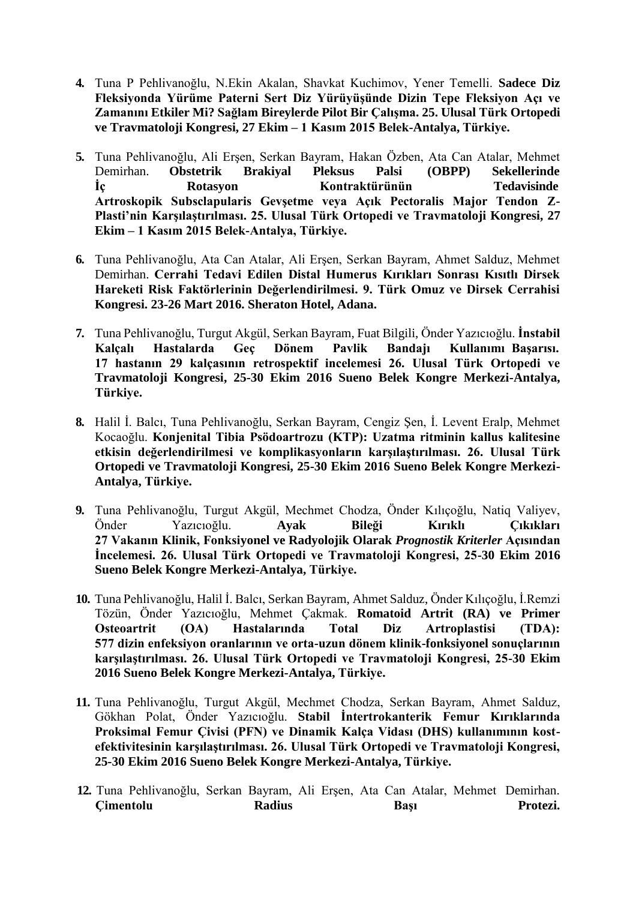4. Tuna P Pehlivanoğlu, N.Ekin Akalan, Shavkat Kuchimov, Yener Temelli. **Sadece Diz Fleksiyonda Yürüme Paterni Sert Diz Yürüyüşünde Dizin Tepe Fleksiyon Açı ve Zamanını Etkiler Mi? Sağlam Bireylerde Pilot Bir Çalışma. 25. Ulusal Türk Ortopedi ve Travmatoloji Kongresi, 27 Ekim – 1 Kasım 2015 Belek-Antalya, Türkiye.**

5. Tuna Pehlivanoğlu, Ali Erşen, Serkan Bayram, Hakan Özben, Ata Can Atalar, Mehmet Demirhan. **Obstetrik Brakiyal Pleksus Palsi (OBPP) Sekellerinde İç Rotasyon Kontraktürünün Tedavisinde Artroskopik Subsclapularis Gevşetme veya Açık Pectoralis Major Tendon Z-Plasti'nin Karşılaştırılması. 25. Ulusal Türk Ortopedi ve Travmatoloji Kongresi, 27 Ekim – 1 Kasım 2015 Belek-Antalya, Türkiye.**

6. Tuna Pehlivanoğlu, Ata Can Atalar, Ali Erşen, Serkan Bayram, Ahmet Salduz, Mehmet Demirhan. **Cerrahi Tedavi Edilen Distal Humerus Kırıkları Sonrası Kısıtlı Dirsek Hareketi Risk Faktörlerinin Değerlendirilmesi. 9. Türk Omuz ve Dirsek Cerrahisi Kongresi. 23-26 Mart 2016. Sheraton Hotel, Adana.**

7. Tuna Pehlivanoğlu, Turgut Akgül, Serkan Bayram, Fuat Bilgili, Önder Yazıcıoğlu. **İnstabil Kalçalı Hastalarda Geç Dönem Pavlik Bandajı Kullanımı Başarısı. 17 hastanın 29 kalçasının retrospektif incelemesi 26. Ulusal Türk Ortopedi ve Travmatoloji Kongresi, 25-30 Ekim 2016 Sueno Belek Kongre Merkezi-Antalya, Türkiye.**

8. Halil İ. Balcı, Tuna Pehlivanoğlu, Serkan Bayram, Cengiz Şen, İ. Levent Eralp, Mehmet Kocaoğlu. **Konjenital Tibia Psödoartrozu (KTP): Uzatma ritminin kallus kalitesine etkisin değerlendirilmesi ve komplikasyonların karşılaştırılması. 26. Ulusal Türk Ortopedi ve Travmatoloji Kongresi, 25-30 Ekim 2016 Sueno Belek Kongre Merkezi-Antalya, Türkiye.**

9. Tuna Pehlivanoğlu, Turgut Akgül, Mechmet Chodza, Önder Kılıçoğlu, Natiq Valiyev, Önder Yazıcıoğlu. **Ayak Bileği Kırıklı Çıkıkları 27 Vakanın Klinik, Fonksiyonel ve Radyolojik Olarak *Prognostik Kriterler* Açısından İncelemesi. 26. Ulusal Türk Ortopedi ve Travmatoloji Kongresi, 25-30 Ekim 2016 Sueno Belek Kongre Merkezi-Antalya, Türkiye.**

10. Tuna Pehlivanoğlu, Halil İ. Balcı, Serkan Bayram, Ahmet Salduz, Önder Kılıçoğlu, İ.Remzi Tözün, Önder Yazıcıoğlu, Mehmet Çakmak. **Romatoid Artrit (RA) ve Primer Osteoartrit (OA) Hastalarında Total Diz Artroplastisi (TDA): 577 dizin enfeksiyon oranlarının ve orta-uzun dönem klinik-fonksiyonel sonuçlarının karşılaştırılması. 26. Ulusal Türk Ortopedi ve Travmatoloji Kongresi, 25-30 Ekim 2016 Sueno Belek Kongre Merkezi-Antalya, Türkiye.**

11. Tuna Pehlivanoğlu, Turgut Akgül, Mechmet Chodza, Serkan Bayram, Ahmet Salduz, Gökhan Polat, Önder Yazıcıoğlu. **Stabil İntertrokanterik Femur Kırıklarında Proksimal Femur Çivisi (PFN) ve Dinamik Kalça Vidası (DHS) kullanımının kost-efektivitesinin karşılaştırılması. 26. Ulusal Türk Ortopedi ve Travmatoloji Kongresi, 25-30 Ekim 2016 Sueno Belek Kongre Merkezi-Antalya, Türkiye.**

12. Tuna Pehlivanoğlu, Serkan Bayram, Ali Erşen, Ata Can Atalar, Mehmet Demirhan. **Çimentolu Radius Başı Protezi.**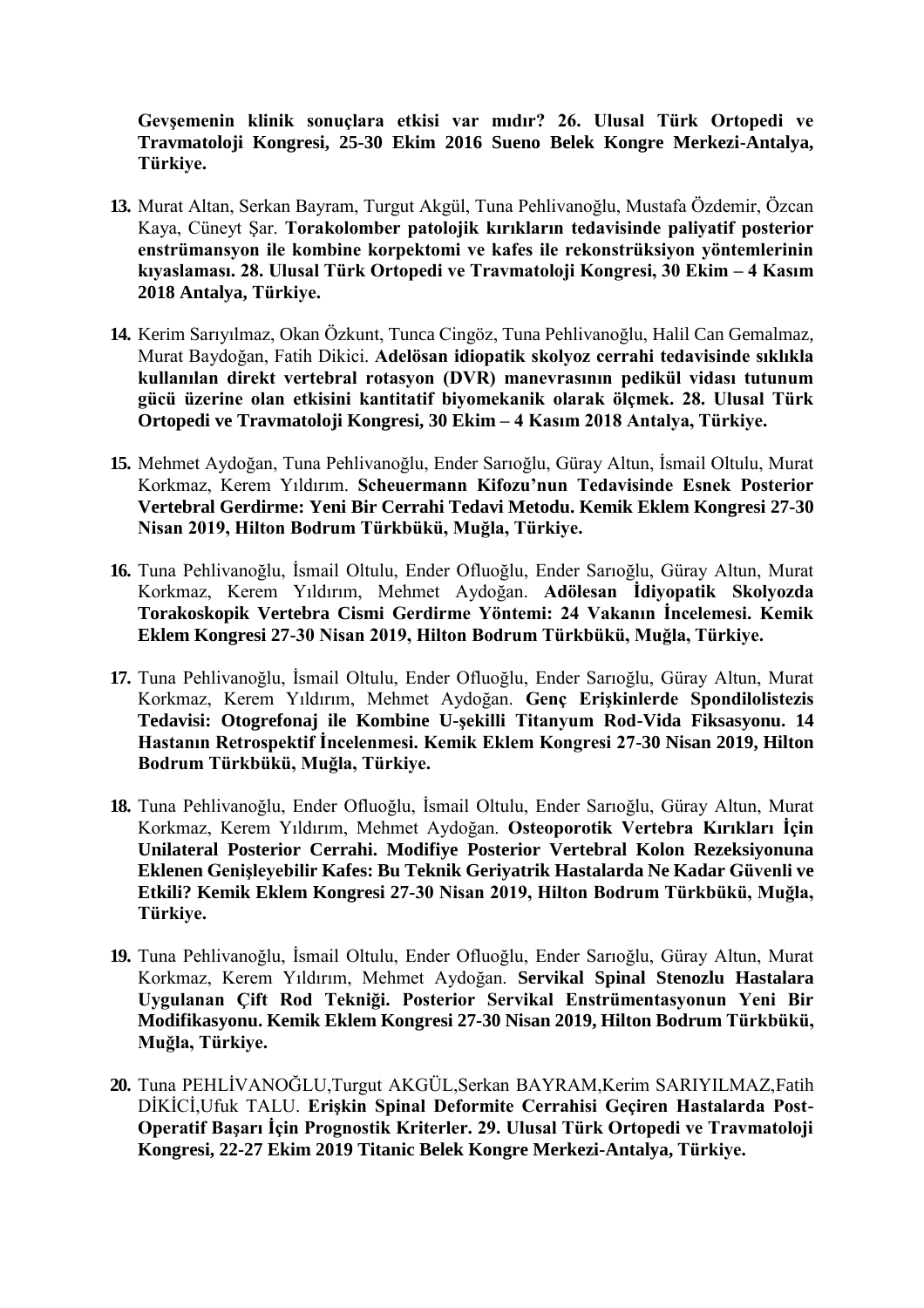**Gevşemenin klinik sonuçlara etkisi var mıdır? 26. Ulusal Türk Ortopedi ve Travmatoloji Kongresi, 25-30 Ekim 2016 Sueno Belek Kongre Merkezi-Antalya, Türkiye.**

13. Murat Altan, Serkan Bayram, Turgut Akgül, Tuna Pehlivanoğlu, Mustafa Özdemir, Özcan Kaya, Cüneyt Şar. **Torakolomber patolojik kırıkların tedavisinde paliyatif posterior enstrümansyon ile kombine korpektomi ve kafes ile rekonstrüksiyon yöntemlerinin kıyaslaması. 28. Ulusal Türk Ortopedi ve Travmatoloji Kongresi, 30 Ekim – 4 Kasım 2018 Antalya, Türkiye.**

14. Kerim Sarıyılmaz, Okan Özkunt, Tunca Cingöz, Tuna Pehlivanoğlu, Halil Can Gemalmaz, Murat Baydoğan, Fatih Dikici. **Adelösan idiopatik skolyoz cerrahi tedavisinde sıklıkla kullanılan direkt vertebral rotasyon (DVR) manevrasının pedikül vidası tutunum gücü üzerine olan etkisini kantitatif biyomekanik olarak ölçmek. 28. Ulusal Türk Ortopedi ve Travmatoloji Kongresi, 30 Ekim – 4 Kasım 2018 Antalya, Türkiye.**

15. Mehmet Aydoğan, Tuna Pehlivanoğlu, Ender Sarıoğlu, Güray Altun, İsmail Oltulu, Murat Korkmaz, Kerem Yıldırım. **Scheuermann Kifozu'nun Tedavisinde Esnek Posterior Vertebral Gerdirme: Yeni Bir Cerrahi Tedavi Metodu. Kemik Eklem Kongresi 27-30 Nisan 2019, Hilton Bodrum Türkbükü, Muğla, Türkiye.**

16. Tuna Pehlivanoğlu, İsmail Oltulu, Ender Ofluoğlu, Ender Sarıoğlu, Güray Altun, Murat Korkmaz, Kerem Yıldırım, Mehmet Aydoğan. **Adölesan İdiyopatik Skolyozda Torakoskopik Vertebra Cismi Gerdirme Yöntemi: 24 Vakanın İncelemesi. Kemik Eklem Kongresi 27-30 Nisan 2019, Hilton Bodrum Türkbükü, Muğla, Türkiye.**

17. Tuna Pehlivanoğlu, İsmail Oltulu, Ender Ofluoğlu, Ender Sarıoğlu, Güray Altun, Murat Korkmaz, Kerem Yıldırım, Mehmet Aydoğan. **Genç Erişkinlerde Spondilolistezis Tedavisi: Otogrefonaj ile Kombine U-şekilli Titanyum Rod-Vida Fiksasyonu. 14 Hastanın Retrospektif İncelenmesi. Kemik Eklem Kongresi 27-30 Nisan 2019, Hilton Bodrum Türkbükü, Muğla, Türkiye.**

18. Tuna Pehlivanoğlu, Ender Ofluoğlu, İsmail Oltulu, Ender Sarıoğlu, Güray Altun, Murat Korkmaz, Kerem Yıldırım, Mehmet Aydoğan. **Osteoporotik Vertebra Kırıkları İçin Unilateral Posterior Cerrahi. Modifiye Posterior Vertebral Kolon Rezeksiyonuna Eklenen Genişleyebilir Kafes: Bu Teknik Geriyatrik Hastalarda Ne Kadar Güvenli ve Etkili? Kemik Eklem Kongresi 27-30 Nisan 2019, Hilton Bodrum Türkbükü, Muğla, Türkiye.**

19. Tuna Pehlivanoğlu, İsmail Oltulu, Ender Ofluoğlu, Ender Sarıoğlu, Güray Altun, Murat Korkmaz, Kerem Yıldırım, Mehmet Aydoğan. **Servikal Spinal Stenozlu Hastalara Uygulanan Çift Rod Tekniği. Posterior Servikal Enstrümentasyonun Yeni Bir Modifikasyonu. Kemik Eklem Kongresi 27-30 Nisan 2019, Hilton Bodrum Türkbükü, Muğla, Türkiye.**

20. Tuna PEHLİVANOĞLU,Turgut AKGÜL,Serkan BAYRAM,Kerim SARIYILMAZ,Fatih DİKİCİ,Ufuk TALU. **Erişkin Spinal Deformite Cerrahisi Geçiren Hastalarda Post-Operatif Başarı İçin Prognostik Kriterler. 29. Ulusal Türk Ortopedi ve Travmatoloji Kongresi, 22-27 Ekim 2019 Titanic Belek Kongre Merkezi-Antalya, Türkiye.**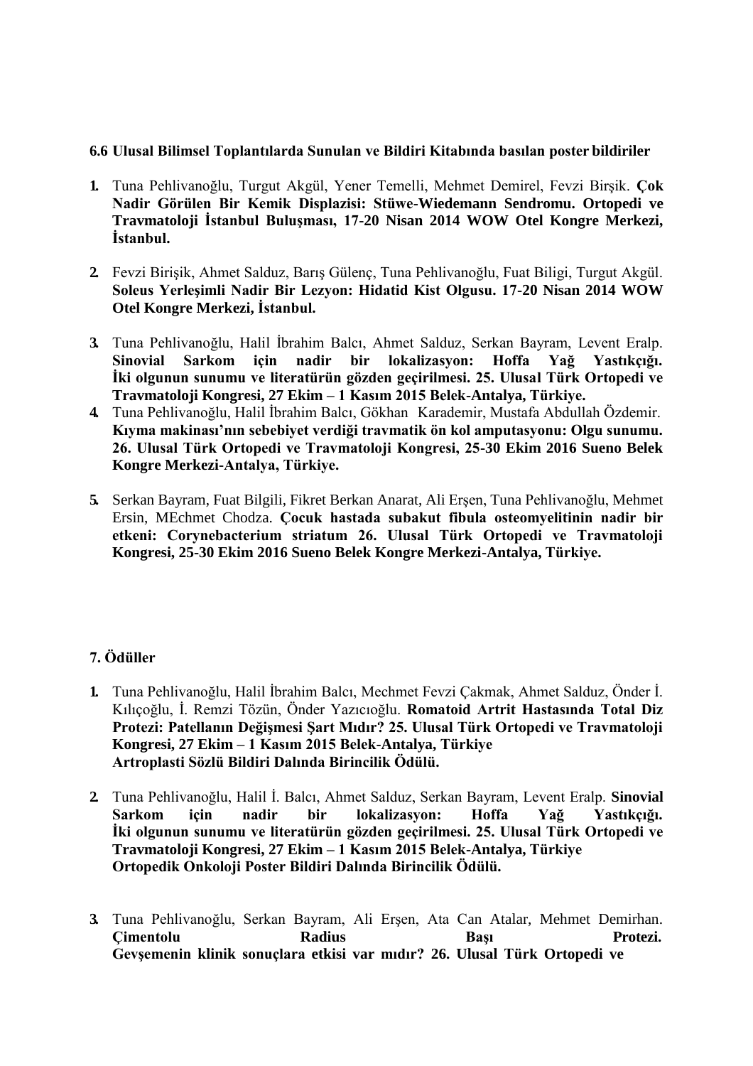**6.6 Ulusal Bilimsel Toplantılarda Sunulan ve Bildiri Kitabında basılan poster bildiriler**

1. Tuna Pehlivanoğlu, Turgut Akgül, Yener Temelli, Mehmet Demirel, Fevzi Birşik. **Çok Nadir Görülen Bir Kemik Displazisi: Stüwe-Wiedemann Sendromu. Ortopedi ve Travmatoloji İstanbul Buluşması, 17-20 Nisan 2014 WOW Otel Kongre Merkezi, İstanbul.**

2. Fevzi Birişik, Ahmet Salduz, Barış Gülenç, Tuna Pehlivanoğlu, Fuat Biligi, Turgut Akgül. **Soleus Yerleşimli Nadir Bir Lezyon: Hidatid Kist Olgusu. 17-20 Nisan 2014 WOW Otel Kongre Merkezi, İstanbul.**

3. Tuna Pehlivanoğlu, Halil İbrahim Balcı, Ahmet Salduz, Serkan Bayram, Levent Eralp. **Sinovial Sarkom için nadir bir lokalizasyon: Hoffa Yağ Yastıkçığı. İki olgunun sunumu ve literatürün gözden geçirilmesi. 25. Ulusal Türk Ortopedi ve Travmatoloji Kongresi, 27 Ekim – 1 Kasım 2015 Belek-Antalya, Türkiye.**

4. Tuna Pehlivanoğlu, Halil İbrahim Balcı, Gökhan Karademir, Mustafa Abdullah Özdemir. **Kıyma makinası'nın sebebiyet verdiği travmatik ön kol amputasyonu: Olgu sunumu. 26. Ulusal Türk Ortopedi ve Travmatoloji Kongresi, 25-30 Ekim 2016 Sueno Belek Kongre Merkezi-Antalya, Türkiye.**

5. Serkan Bayram, Fuat Bilgili, Fikret Berkan Anarat, Ali Erşen, Tuna Pehlivanoğlu, Mehmet Ersin, MEchmet Chodza. **Çocuk hastada subakut fibula osteomyelitinin nadir bir etkeni: Corynebacterium striatum 26. Ulusal Türk Ortopedi ve Travmatoloji Kongresi, 25-30 Ekim 2016 Sueno Belek Kongre Merkezi-Antalya, Türkiye.**

**7. Ödüller**

1. Tuna Pehlivanoğlu, Halil İbrahim Balcı, Mechmet Fevzi Çakmak, Ahmet Salduz, Önder İ. Kılıçoğlu, İ. Remzi Tözün, Önder Yazıcıoğlu. **Romatoid Artrit Hastasında Total Diz Protezi: Patellanın Değişmesi Şart Mıdır? 25. Ulusal Türk Ortopedi ve Travmatoloji Kongresi, 27 Ekim – 1 Kasım 2015 Belek-Antalya, Türkiye Artroplasti Sözlü Bildiri Dalında Birincilik Ödülü.**

2. Tuna Pehlivanoğlu, Halil İ. Balcı, Ahmet Salduz, Serkan Bayram, Levent Eralp. **Sinovial Sarkom için nadir bir lokalizasyon: Hoffa Yağ Yastıkçığı. İki olgunun sunumu ve literatürün gözden geçirilmesi. 25. Ulusal Türk Ortopedi ve Travmatoloji Kongresi, 27 Ekim – 1 Kasım 2015 Belek-Antalya, Türkiye Ortopedik Onkoloji Poster Bildiri Dalında Birincilik Ödülü.**

3. Tuna Pehlivanoğlu, Serkan Bayram, Ali Erşen, Ata Can Atalar, Mehmet Demirhan. **Çimentolu Radius Başı Protezi. Gevşemenin klinik sonuçlara etkisi var mıdır? 26. Ulusal Türk Ortopedi ve**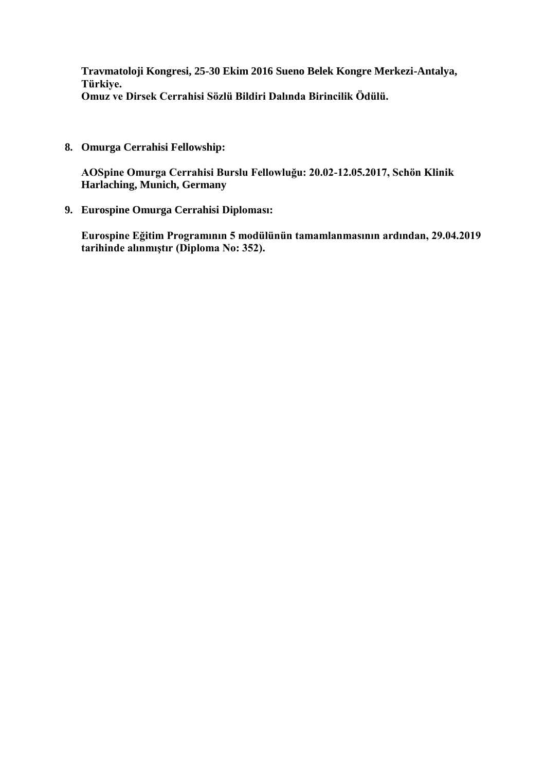**Travmatoloji Kongresi, 25-30 Ekim 2016 Sueno Belek Kongre Merkezi-Antalya, Türkiye.**
**Omuz ve Dirsek Cerrahisi Sözlü Bildiri Dalında Birincilik Ödülü.**

8. **Omurga Cerrahisi Fellowship:**

   **AOSpine Omurga Cerrahisi Burslu Fellowluğu: 20.02-12.05.2017, Schön Klinik Harlaching, Munich, Germany**

9. **Eurospine Omurga Cerrahisi Diploması:**

   **Eurospine Eğitim Programının 5 modülünün tamamlanmasının ardından, 29.04.2019 tarihinde alınmıştır (Diploma No: 352).**